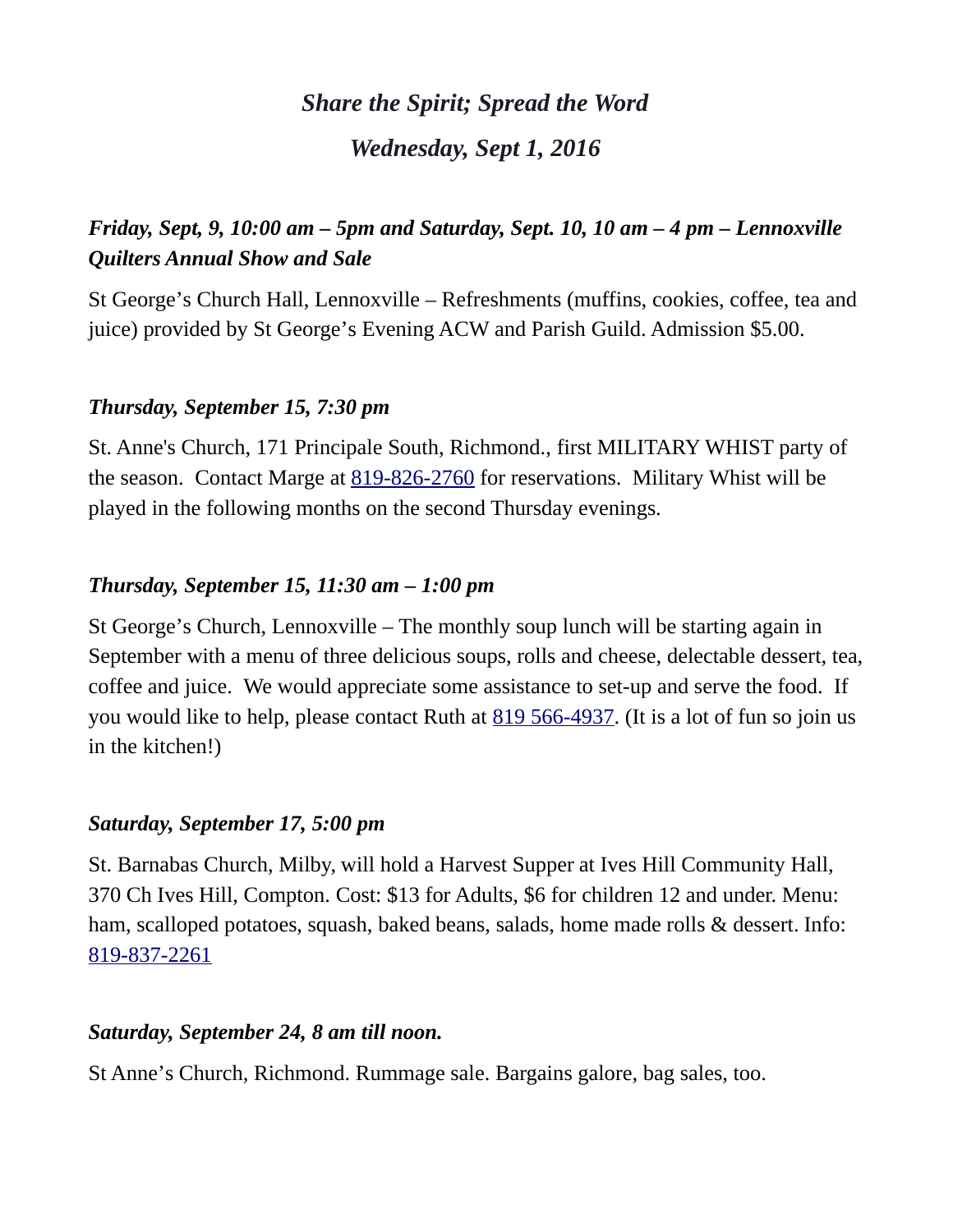*Share the Spirit; Spread the Word*

*Wednesday, Sept 1, 2016*

***Friday, Sept, 9, 10:00 am – 5pm and Saturday, Sept. 10, 10 am – 4 pm – Lennoxville Quilters Annual Show and Sale***

St George's Church Hall, Lennoxville – Refreshments (muffins, cookies, coffee, tea and juice) provided by St George's Evening ACW and Parish Guild. Admission $5.00.

***Thursday, September 15, 7:30 pm***

St. Anne's Church, 171 Principale South, Richmond., first MILITARY WHIST party of the season. Contact Marge at 819-826-2760 for reservations. Military Whist will be played in the following months on the second Thursday evenings.

***Thursday, September 15, 11:30 am – 1:00 pm***

St George's Church, Lennoxville – The monthly soup lunch will be starting again in September with a menu of three delicious soups, rolls and cheese, delectable dessert, tea, coffee and juice. We would appreciate some assistance to set-up and serve the food. If you would like to help, please contact Ruth at 819 566-4937. (It is a lot of fun so join us in the kitchen!)

***Saturday, September 17, 5:00 pm***

St. Barnabas Church, Milby, will hold a Harvest Supper at Ives Hill Community Hall, 370 Ch Ives Hill, Compton. Cost: $13 for Adults, $6 for children 12 and under. Menu: ham, scalloped potatoes, squash, baked beans, salads, home made rolls & dessert. Info: 819-837-2261

***Saturday, September 24, 8 am till noon.***

St Anne's Church, Richmond. Rummage sale. Bargains galore, bag sales, too.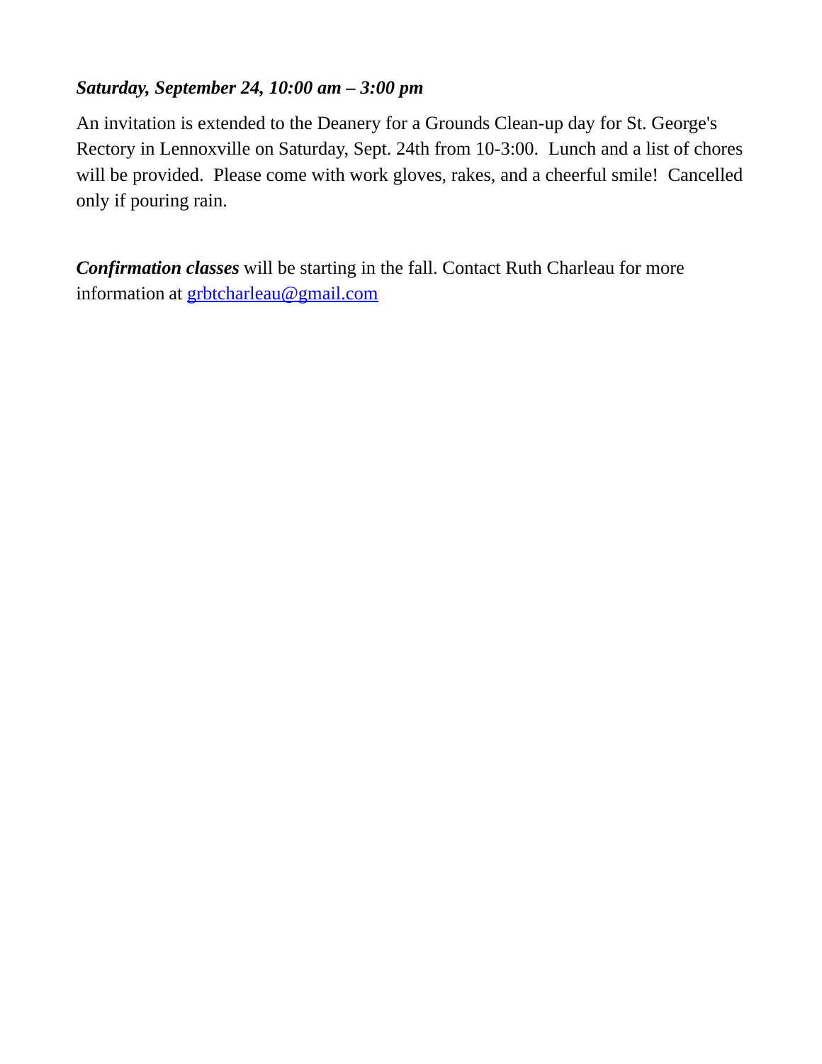***Saturday, September 24, 10:00 am – 3:00 pm***

An invitation is extended to the Deanery for a Grounds Clean-up day for St. George's Rectory in Lennoxville on Saturday, Sept. 24th from 10-3:00.  Lunch and a list of chores will be provided.  Please come with work gloves, rakes, and a cheerful smile!  Cancelled only if pouring rain.

***Confirmation classes*** will be starting in the fall. Contact Ruth Charleau for more information at grbtcharleau@gmail.com